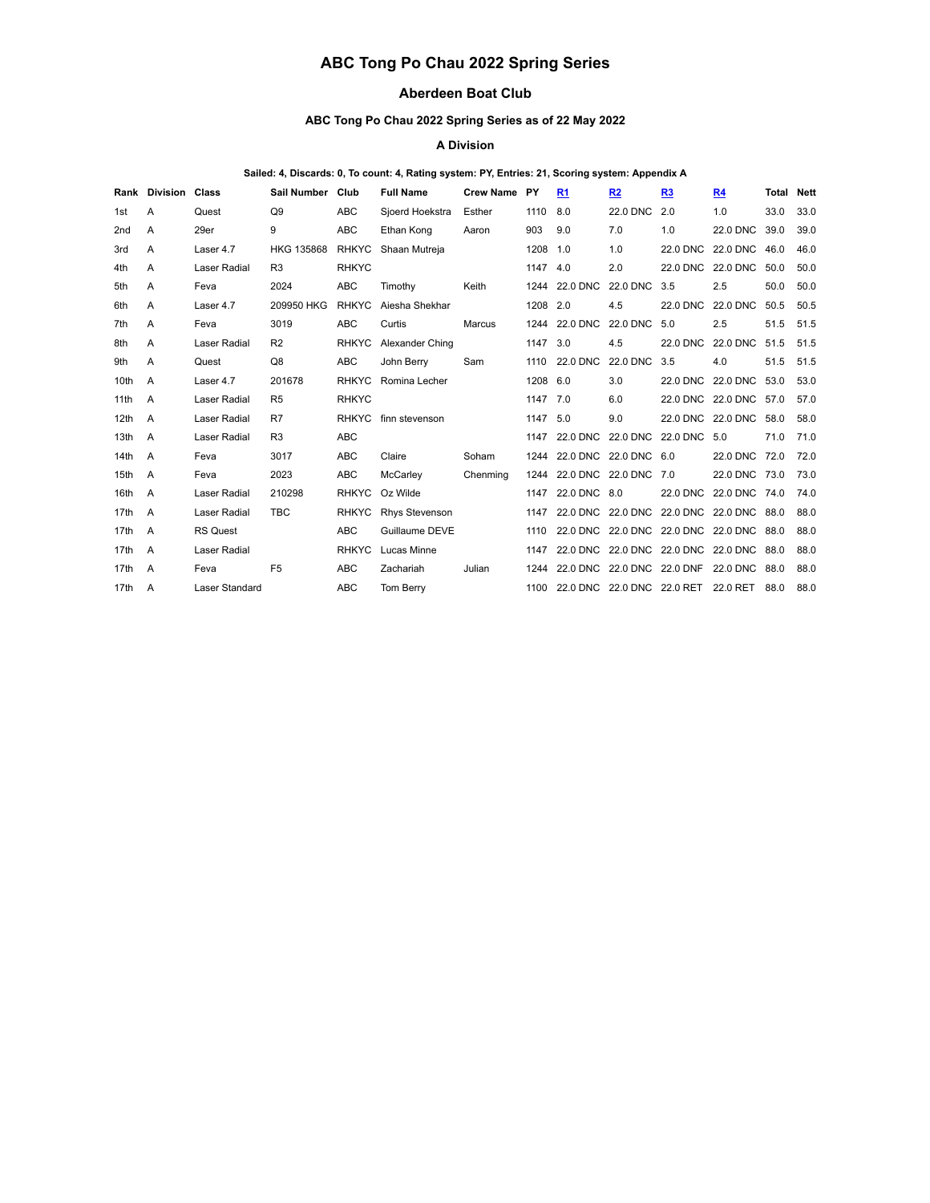# ABC Tong Po Chau 2022 Spring Series

## Aberdeen Boat Club

### ABC Tong Po Chau 2022 Spring Series as of 22 May 2022

### A Division

**Sailed: 4, Discards: 0, To count: 4, Rating system: PY, Entries: 21, Scoring system: Appendix A**

| Rank | Division | Class | Sail Number | Club | Full Name | Crew Name | PY | R1 | R2 | R3 | R4 | Total | Nett |
|---|---|---|---|---|---|---|---|---|---|---|---|---|---|
| 1st | A | Quest | Q9 | ABC | Sjoerd Hoekstra | Esther | 1110 | 8.0 | 22.0 DNC | 2.0 | 1.0 | 33.0 | 33.0 |
| 2nd | A | 29er | 9 | ABC | Ethan Kong | Aaron | 903 | 9.0 | 7.0 | 1.0 | 22.0 DNC | 39.0 | 39.0 |
| 3rd | A | Laser 4.7 | HKG 135868 | RHKYC | Shaan Mutreja | | 1208 | 1.0 | 1.0 | 22.0 DNC | 22.0 DNC | 46.0 | 46.0 |
| 4th | A | Laser Radial | R3 | RHKYC | | | 1147 | 4.0 | 2.0 | 22.0 DNC | 22.0 DNC | 50.0 | 50.0 |
| 5th | A | Feva | 2024 | ABC | Timothy | Keith | 1244 | 22.0 DNC | 22.0 DNC | 3.5 | 2.5 | 50.0 | 50.0 |
| 6th | A | Laser 4.7 | 209950 HKG | RHKYC | Aiesha Shekhar | | 1208 | 2.0 | 4.5 | 22.0 DNC | 22.0 DNC | 50.5 | 50.5 |
| 7th | A | Feva | 3019 | ABC | Curtis | Marcus | 1244 | 22.0 DNC | 22.0 DNC | 5.0 | 2.5 | 51.5 | 51.5 |
| 8th | A | Laser Radial | R2 | RHKYC | Alexander Ching | | 1147 | 3.0 | 4.5 | 22.0 DNC | 22.0 DNC | 51.5 | 51.5 |
| 9th | A | Quest | Q8 | ABC | John Berry | Sam | 1110 | 22.0 DNC | 22.0 DNC | 3.5 | 4.0 | 51.5 | 51.5 |
| 10th | A | Laser 4.7 | 201678 | RHKYC | Romina Lecher | | 1208 | 6.0 | 3.0 | 22.0 DNC | 22.0 DNC | 53.0 | 53.0 |
| 11th | A | Laser Radial | R5 | RHKYC | | | 1147 | 7.0 | 6.0 | 22.0 DNC | 22.0 DNC | 57.0 | 57.0 |
| 12th | A | Laser Radial | R7 | RHKYC | finn stevenson | | 1147 | 5.0 | 9.0 | 22.0 DNC | 22.0 DNC | 58.0 | 58.0 |
| 13th | A | Laser Radial | R3 | ABC | | | 1147 | 22.0 DNC | 22.0 DNC | 22.0 DNC | 5.0 | 71.0 | 71.0 |
| 14th | A | Feva | 3017 | ABC | Claire | Soham | 1244 | 22.0 DNC | 22.0 DNC | 6.0 | 22.0 DNC | 72.0 | 72.0 |
| 15th | A | Feva | 2023 | ABC | McCarley | Chenming | 1244 | 22.0 DNC | 22.0 DNC | 7.0 | 22.0 DNC | 73.0 | 73.0 |
| 16th | A | Laser Radial | 210298 | RHKYC | Oz Wilde | | 1147 | 22.0 DNC | 8.0 | 22.0 DNC | 22.0 DNC | 74.0 | 74.0 |
| 17th | A | Laser Radial | TBC | RHKYC | Rhys Stevenson | | 1147 | 22.0 DNC | 22.0 DNC | 22.0 DNC | 22.0 DNC | 88.0 | 88.0 |
| 17th | A | RS Quest | | ABC | Guillaume DEVE | | 1110 | 22.0 DNC | 22.0 DNC | 22.0 DNC | 22.0 DNC | 88.0 | 88.0 |
| 17th | A | Laser Radial | | RHKYC | Lucas Minne | | 1147 | 22.0 DNC | 22.0 DNC | 22.0 DNC | 22.0 DNC | 88.0 | 88.0 |
| 17th | A | Feva | F5 | ABC | Zachariah | Julian | 1244 | 22.0 DNC | 22.0 DNC | 22.0 DNF | 22.0 DNC | 88.0 | 88.0 |
| 17th | A | Laser Standard | | ABC | Tom Berry | | 1100 | 22.0 DNC | 22.0 DNC | 22.0 RET | 22.0 RET | 88.0 | 88.0 |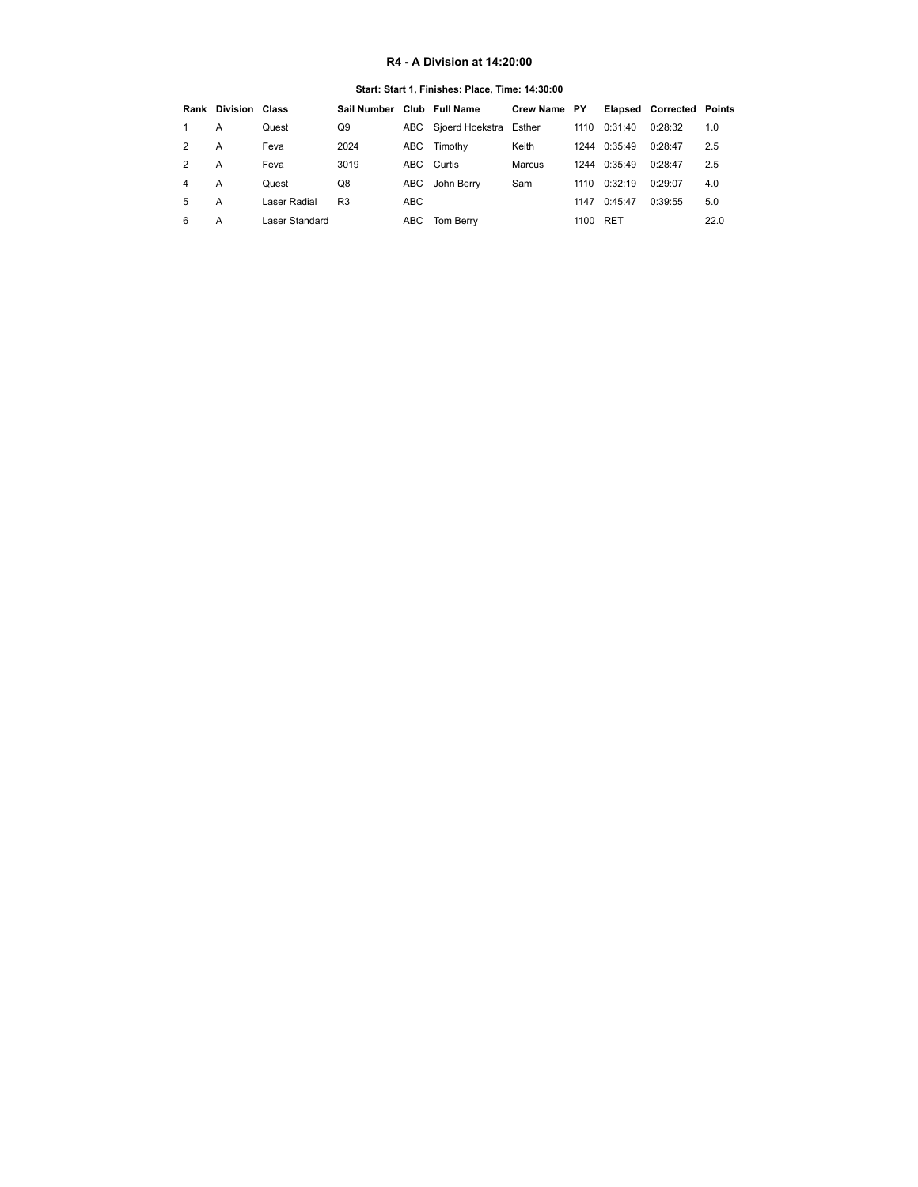### R4 - A Division at 14:20:00

**Start: Start 1, Finishes: Place, Time: 14:30:00**

| Rank | Division | Class | Sail Number | Club | Full Name | Crew Name | PY | Elapsed | Corrected | Points |
|---|---|---|---|---|---|---|---|---|---|---|
| 1 | A | Quest | Q9 | ABC | Sjoerd Hoekstra | Esther | 1110 | 0:31:40 | 0:28:32 | 1.0 |
| 2 | A | Feva | 2024 | ABC | Timothy | Keith | 1244 | 0:35:49 | 0:28:47 | 2.5 |
| 2 | A | Feva | 3019 | ABC | Curtis | Marcus | 1244 | 0:35:49 | 0:28:47 | 2.5 |
| 4 | A | Quest | Q8 | ABC | John Berry | Sam | 1110 | 0:32:19 | 0:29:07 | 4.0 |
| 5 | A | Laser Radial | R3 | ABC | | | 1147 | 0:45:47 | 0:39:55 | 5.0 |
| 6 | A | Laser Standard | | ABC | Tom Berry | | 1100 | RET | | 22.0 |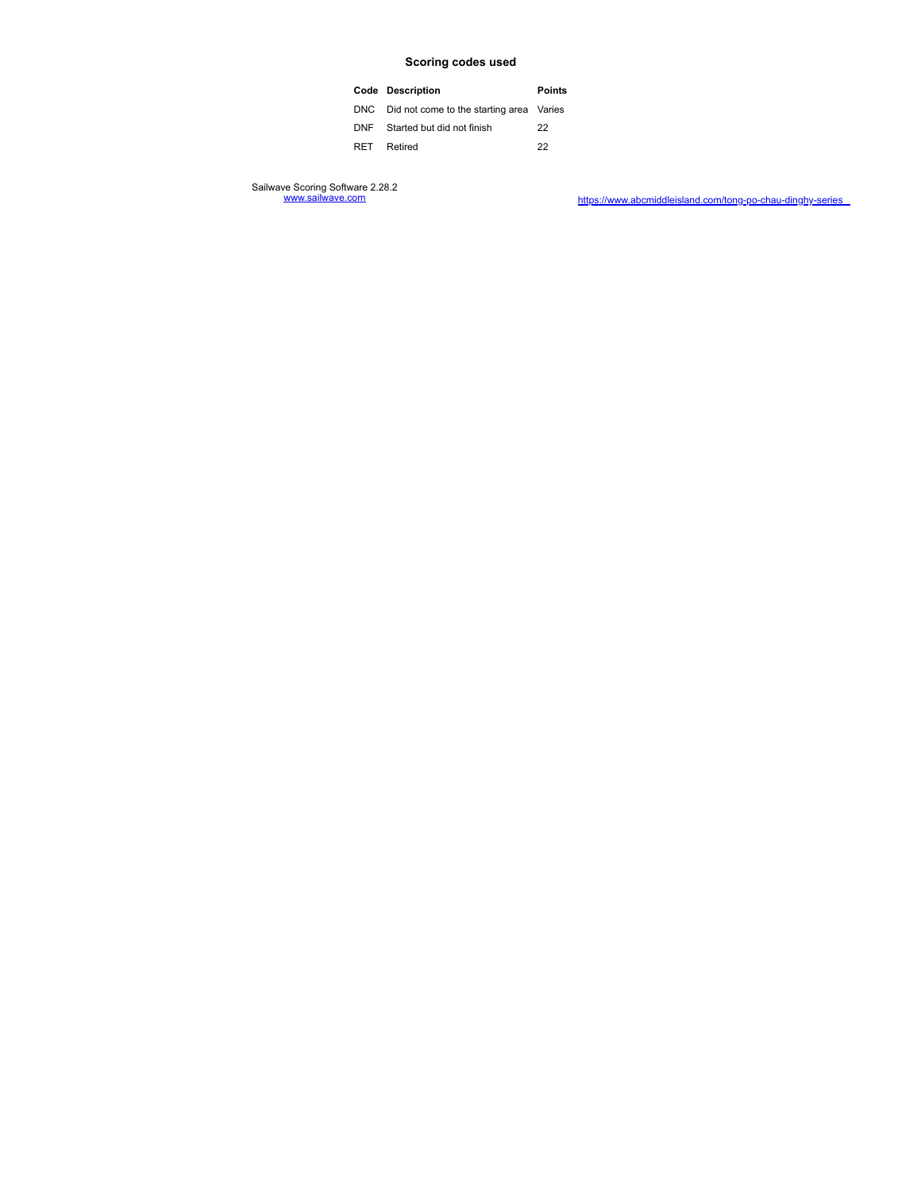### Scoring codes used

| Code | Description | Points |
| --- | --- | --- |
| DNC | Did not come to the starting area | Varies |
| DNF | Started but did not finish | 22 |
| RET | Retired | 22 |

Sailwave Scoring Software 2.28.2
www.sailwave.com

https://www.abcmiddleisland.com/tong-po-chau-dinghy-series_